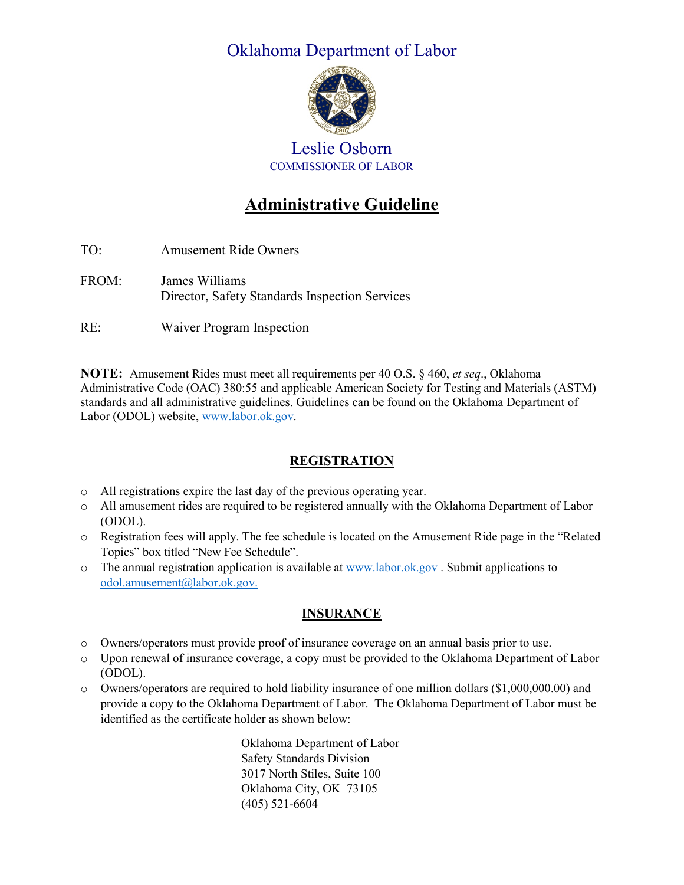# Oklahoma Department of Labor

## Leslie Osborn

COMMISSIONER OF LABOR

# Administrative Guideline

TO: Amusement Ride Owners

FROM: James Williams
Director, Safety Standards Inspection Services

RE: Waiver Program Inspection

**NOTE:** Amusement Rides must meet all requirements per 40 O.S. § 460, *et seq*., Oklahoma Administrative Code (OAC) 380:55 and applicable American Society for Testing and Materials (ASTM) standards and all administrative guidelines. Guidelines can be found on the Oklahoma Department of Labor (ODOL) website, www.labor.ok.gov.

## REGISTRATION

- All registrations expire the last day of the previous operating year.
- All amusement rides are required to be registered annually with the Oklahoma Department of Labor (ODOL).
- Registration fees will apply. The fee schedule is located on the Amusement Ride page in the "Related Topics" box titled "New Fee Schedule".
- The annual registration application is available at www.labor.ok.gov . Submit applications to odol.amusement@labor.ok.gov.

## INSURANCE

- Owners/operators must provide proof of insurance coverage on an annual basis prior to use.
- Upon renewal of insurance coverage, a copy must be provided to the Oklahoma Department of Labor (ODOL).
- Owners/operators are required to hold liability insurance of one million dollars ($1,000,000.00) and provide a copy to the Oklahoma Department of Labor. The Oklahoma Department of Labor must be identified as the certificate holder as shown below:

  Oklahoma Department of Labor
  Safety Standards Division
  3017 North Stiles, Suite 100
  Oklahoma City, OK 73105
  (405) 521-6604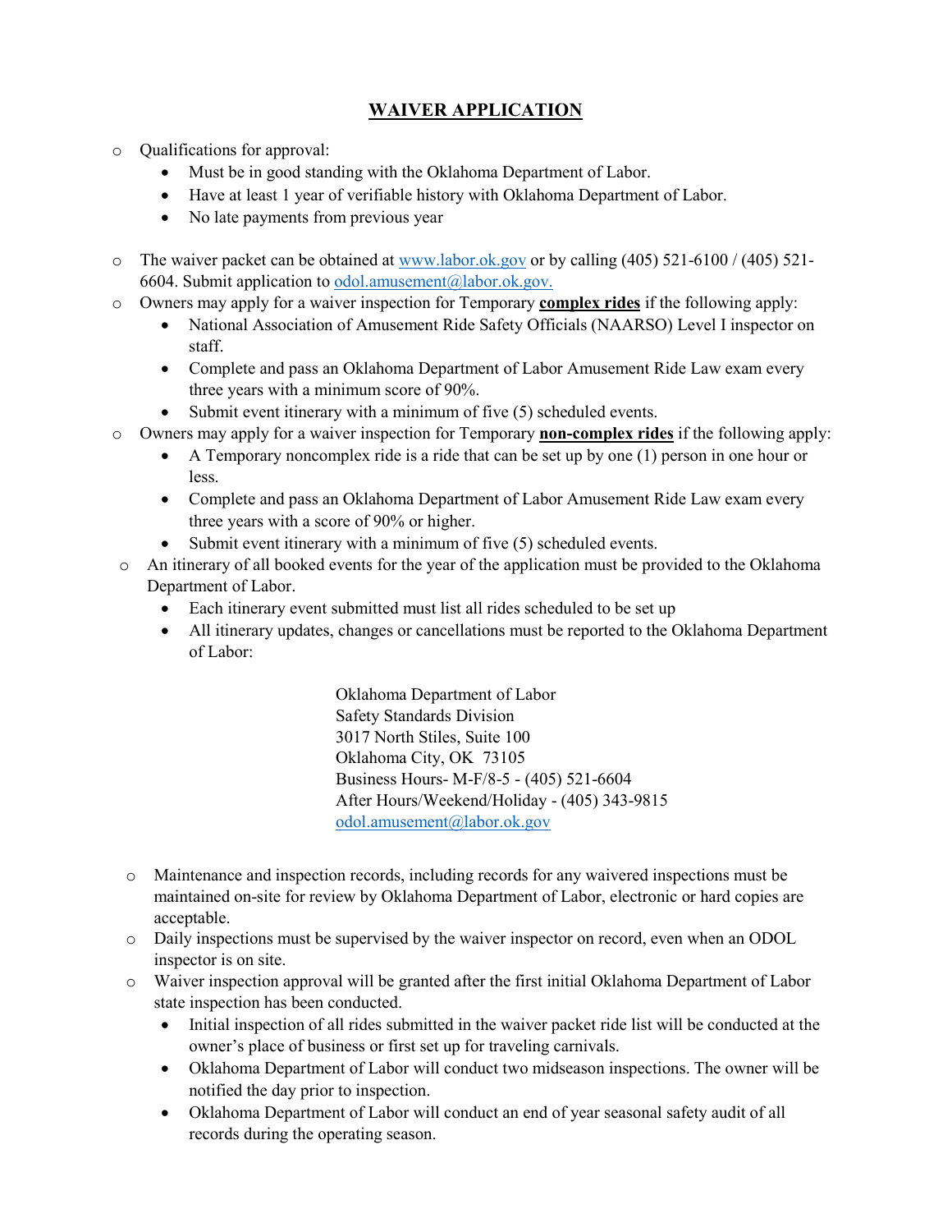# WAIVER APPLICATION

- Qualifications for approval:
  - Must be in good standing with the Oklahoma Department of Labor.
  - Have at least 1 year of verifiable history with Oklahoma Department of Labor.
  - No late payments from previous year

- The waiver packet can be obtained at www.labor.ok.gov or by calling (405) 521-6100 / (405) 521-6604. Submit application to odol.amusement@labor.ok.gov.
- Owners may apply for a waiver inspection for Temporary **complex rides** if the following apply:
  - National Association of Amusement Ride Safety Officials (NAARSO) Level I inspector on staff.
  - Complete and pass an Oklahoma Department of Labor Amusement Ride Law exam every three years with a minimum score of 90%.
  - Submit event itinerary with a minimum of five (5) scheduled events.
- Owners may apply for a waiver inspection for Temporary **non-complex rides** if the following apply:
  - A Temporary noncomplex ride is a ride that can be set up by one (1) person in one hour or less.
  - Complete and pass an Oklahoma Department of Labor Amusement Ride Law exam every three years with a score of 90% or higher.
  - Submit event itinerary with a minimum of five (5) scheduled events.
- An itinerary of all booked events for the year of the application must be provided to the Oklahoma Department of Labor.
  - Each itinerary event submitted must list all rides scheduled to be set up
  - All itinerary updates, changes or cancellations must be reported to the Oklahoma Department of Labor:

    Oklahoma Department of Labor
    Safety Standards Division
    3017 North Stiles, Suite 100
    Oklahoma City, OK 73105
    Business Hours- M-F/8-5 - (405) 521-6604
    After Hours/Weekend/Holiday - (405) 343-9815
    odol.amusement@labor.ok.gov

- Maintenance and inspection records, including records for any waivered inspections must be maintained on-site for review by Oklahoma Department of Labor, electronic or hard copies are acceptable.
- Daily inspections must be supervised by the waiver inspector on record, even when an ODOL inspector is on site.
- Waiver inspection approval will be granted after the first initial Oklahoma Department of Labor state inspection has been conducted.
  - Initial inspection of all rides submitted in the waiver packet ride list will be conducted at the owner's place of business or first set up for traveling carnivals.
  - Oklahoma Department of Labor will conduct two midseason inspections. The owner will be notified the day prior to inspection.
  - Oklahoma Department of Labor will conduct an end of year seasonal safety audit of all records during the operating season.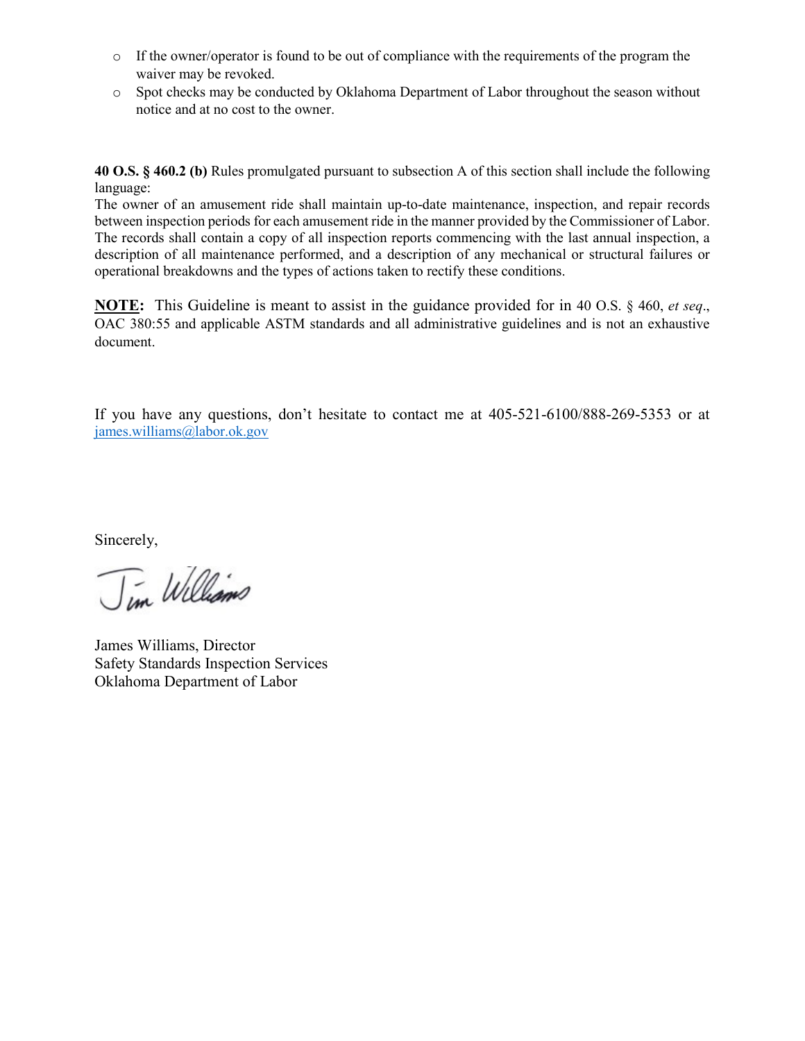- If the owner/operator is found to be out of compliance with the requirements of the program the waiver may be revoked.
- Spot checks may be conducted by Oklahoma Department of Labor throughout the season without notice and at no cost to the owner.

**40 O.S. § 460.2 (b)** Rules promulgated pursuant to subsection A of this section shall include the following language:
The owner of an amusement ride shall maintain up-to-date maintenance, inspection, and repair records between inspection periods for each amusement ride in the manner provided by the Commissioner of Labor. The records shall contain a copy of all inspection reports commencing with the last annual inspection, a description of all maintenance performed, and a description of any mechanical or structural failures or operational breakdowns and the types of actions taken to rectify these conditions.

**NOTE:** This Guideline is meant to assist in the guidance provided for in 40 O.S. § 460, *et seq*., OAC 380:55 and applicable ASTM standards and all administrative guidelines and is not an exhaustive document.

If you have any questions, don't hesitate to contact me at 405-521-6100/888-269-5353 or at james.williams@labor.ok.gov

Sincerely,

Jim Williams

James Williams, Director
Safety Standards Inspection Services
Oklahoma Department of Labor